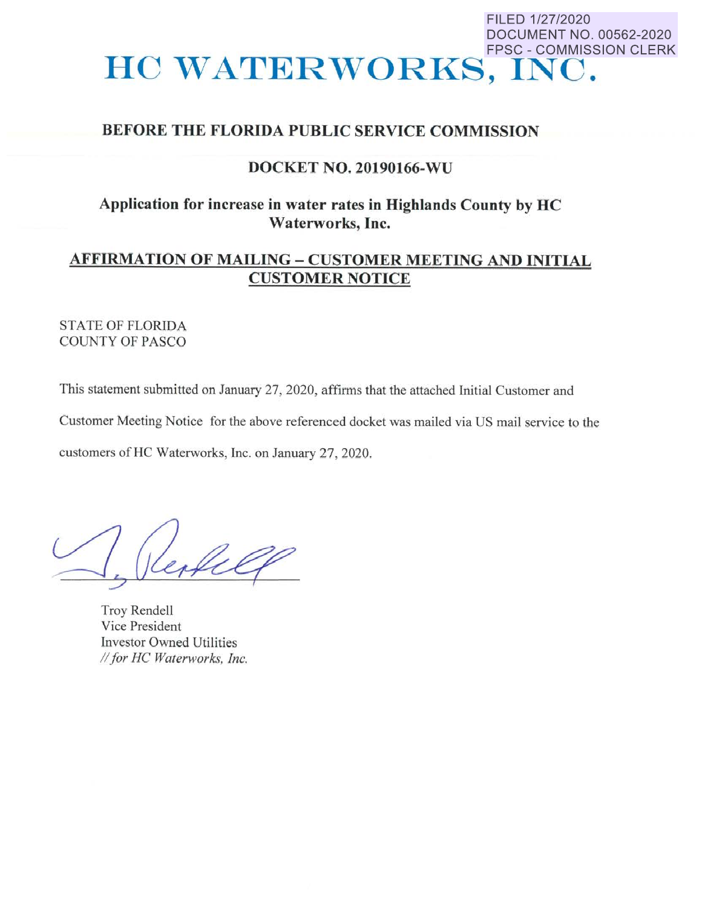FILED 1/27/2020
DOCUMENT NO. 00562-2020
FPSC - COMMISSION CLERK

# HC WATERWORKS, INC.

**BEFORE THE FLORIDA PUBLIC SERVICE COMMISSION**

**DOCKET NO. 20190166-WU**

**Application for increase in water rates in Highlands County by HC Waterworks, Inc.**

**AFFIRMATION OF MAILING – CUSTOMER MEETING AND INITIAL CUSTOMER NOTICE**

STATE OF FLORIDA
COUNTY OF PASCO

This statement submitted on January 27, 2020, affirms that the attached Initial Customer and Customer Meeting Notice for the above referenced docket was mailed via US mail service to the customers of HC Waterworks, Inc. on January 27, 2020.

Troy Rendell
Vice President
Investor Owned Utilities
*// for HC Waterworks, Inc.*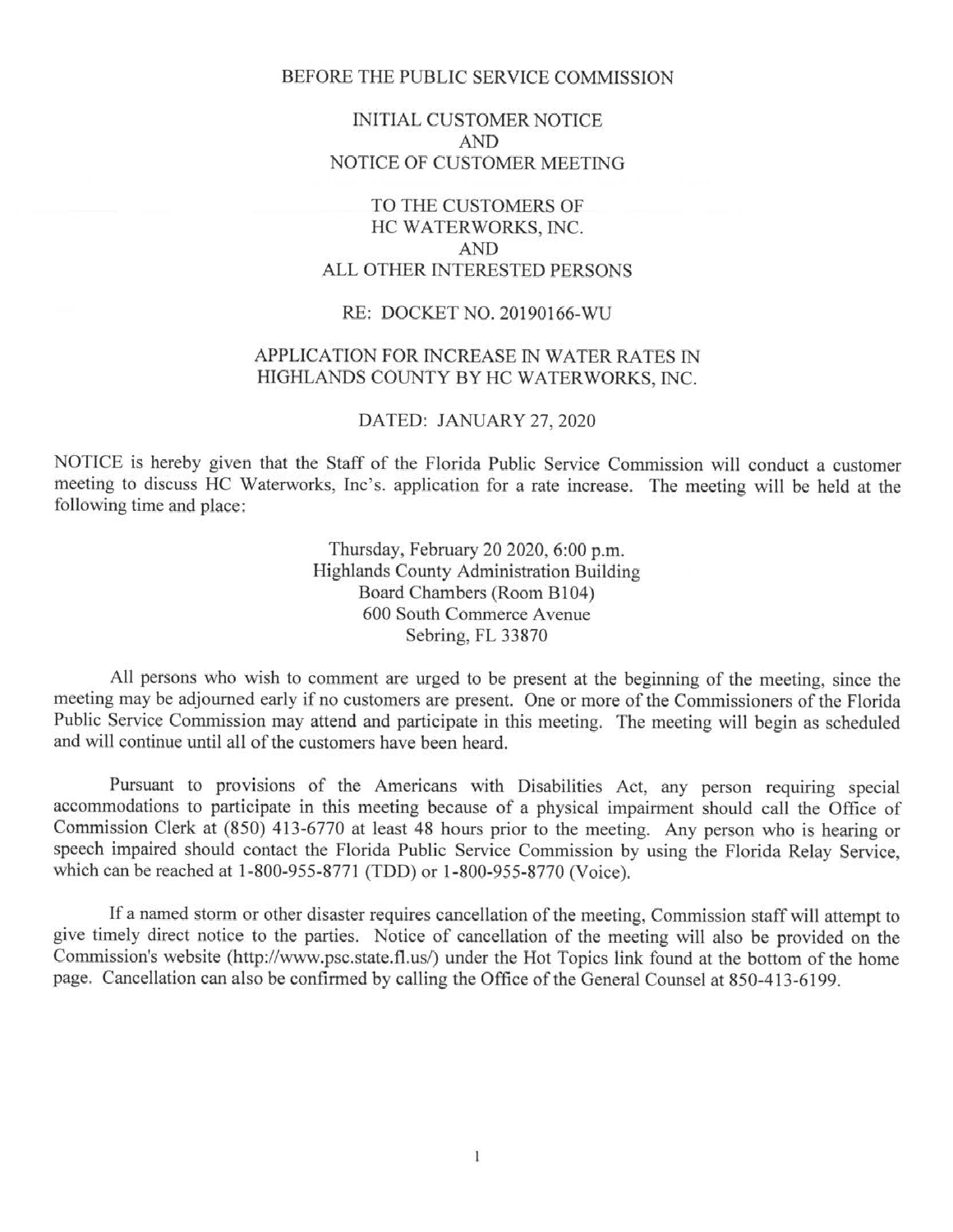BEFORE THE PUBLIC SERVICE COMMISSION

INITIAL CUSTOMER NOTICE
AND
NOTICE OF CUSTOMER MEETING

TO THE CUSTOMERS OF
HC WATERWORKS, INC.
AND
ALL OTHER INTERESTED PERSONS

RE: DOCKET NO. 20190166-WU

APPLICATION FOR INCREASE IN WATER RATES IN
HIGHLANDS COUNTY BY HC WATERWORKS, INC.

DATED: JANUARY 27, 2020

NOTICE is hereby given that the Staff of the Florida Public Service Commission will conduct a customer meeting to discuss HC Waterworks, Inc's. application for a rate increase. The meeting will be held at the following time and place:

Thursday, February 20 2020, 6:00 p.m.
Highlands County Administration Building
Board Chambers (Room B104)
600 South Commerce Avenue
Sebring, FL 33870

All persons who wish to comment are urged to be present at the beginning of the meeting, since the meeting may be adjourned early if no customers are present. One or more of the Commissioners of the Florida Public Service Commission may attend and participate in this meeting. The meeting will begin as scheduled and will continue until all of the customers have been heard.

Pursuant to provisions of the Americans with Disabilities Act, any person requiring special accommodations to participate in this meeting because of a physical impairment should call the Office of Commission Clerk at (850) 413-6770 at least 48 hours prior to the meeting. Any person who is hearing or speech impaired should contact the Florida Public Service Commission by using the Florida Relay Service, which can be reached at 1-800-955-8771 (TDD) or 1-800-955-8770 (Voice).

If a named storm or other disaster requires cancellation of the meeting, Commission staff will attempt to give timely direct notice to the parties. Notice of cancellation of the meeting will also be provided on the Commission's website (http://www.psc.state.fl.us/) under the Hot Topics link found at the bottom of the home page. Cancellation can also be confirmed by calling the Office of the General Counsel at 850-413-6199.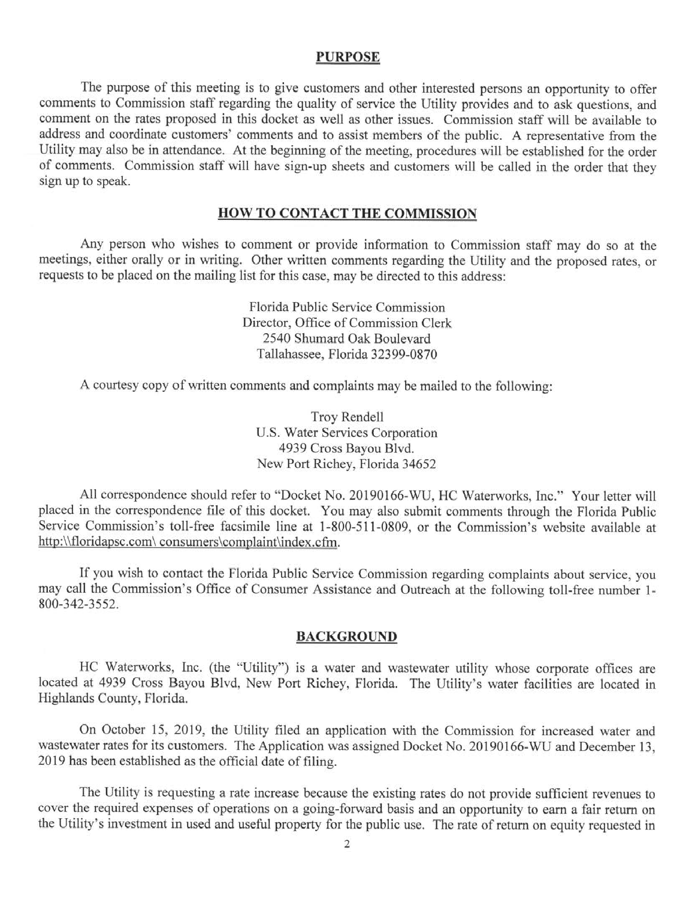## PURPOSE

The purpose of this meeting is to give customers and other interested persons an opportunity to offer comments to Commission staff regarding the quality of service the Utility provides and to ask questions, and comment on the rates proposed in this docket as well as other issues. Commission staff will be available to address and coordinate customers' comments and to assist members of the public. A representative from the Utility may also be in attendance. At the beginning of the meeting, procedures will be established for the order of comments. Commission staff will have sign-up sheets and customers will be called in the order that they sign up to speak.

## HOW TO CONTACT THE COMMISSION

Any person who wishes to comment or provide information to Commission staff may do so at the meetings, either orally or in writing. Other written comments regarding the Utility and the proposed rates, or requests to be placed on the mailing list for this case, may be directed to this address:

Florida Public Service Commission
Director, Office of Commission Clerk
2540 Shumard Oak Boulevard
Tallahassee, Florida 32399-0870

A courtesy copy of written comments and complaints may be mailed to the following:

Troy Rendell
U.S. Water Services Corporation
4939 Cross Bayou Blvd.
New Port Richey, Florida 34652

All correspondence should refer to "Docket No. 20190166-WU, HC Waterworks, Inc." Your letter will placed in the correspondence file of this docket. You may also submit comments through the Florida Public Service Commission's toll-free facsimile line at 1-800-511-0809, or the Commission's website available at http:\\floridapsc.com\ consumers\complaint\index.cfm.

If you wish to contact the Florida Public Service Commission regarding complaints about service, you may call the Commission's Office of Consumer Assistance and Outreach at the following toll-free number 1-800-342-3552.

## BACKGROUND

HC Waterworks, Inc. (the "Utility") is a water and wastewater utility whose corporate offices are located at 4939 Cross Bayou Blvd, New Port Richey, Florida. The Utility's water facilities are located in Highlands County, Florida.

On October 15, 2019, the Utility filed an application with the Commission for increased water and wastewater rates for its customers. The Application was assigned Docket No. 20190166-WU and December 13, 2019 has been established as the official date of filing.

The Utility is requesting a rate increase because the existing rates do not provide sufficient revenues to cover the required expenses of operations on a going-forward basis and an opportunity to earn a fair return on the Utility's investment in used and useful property for the public use. The rate of return on equity requested in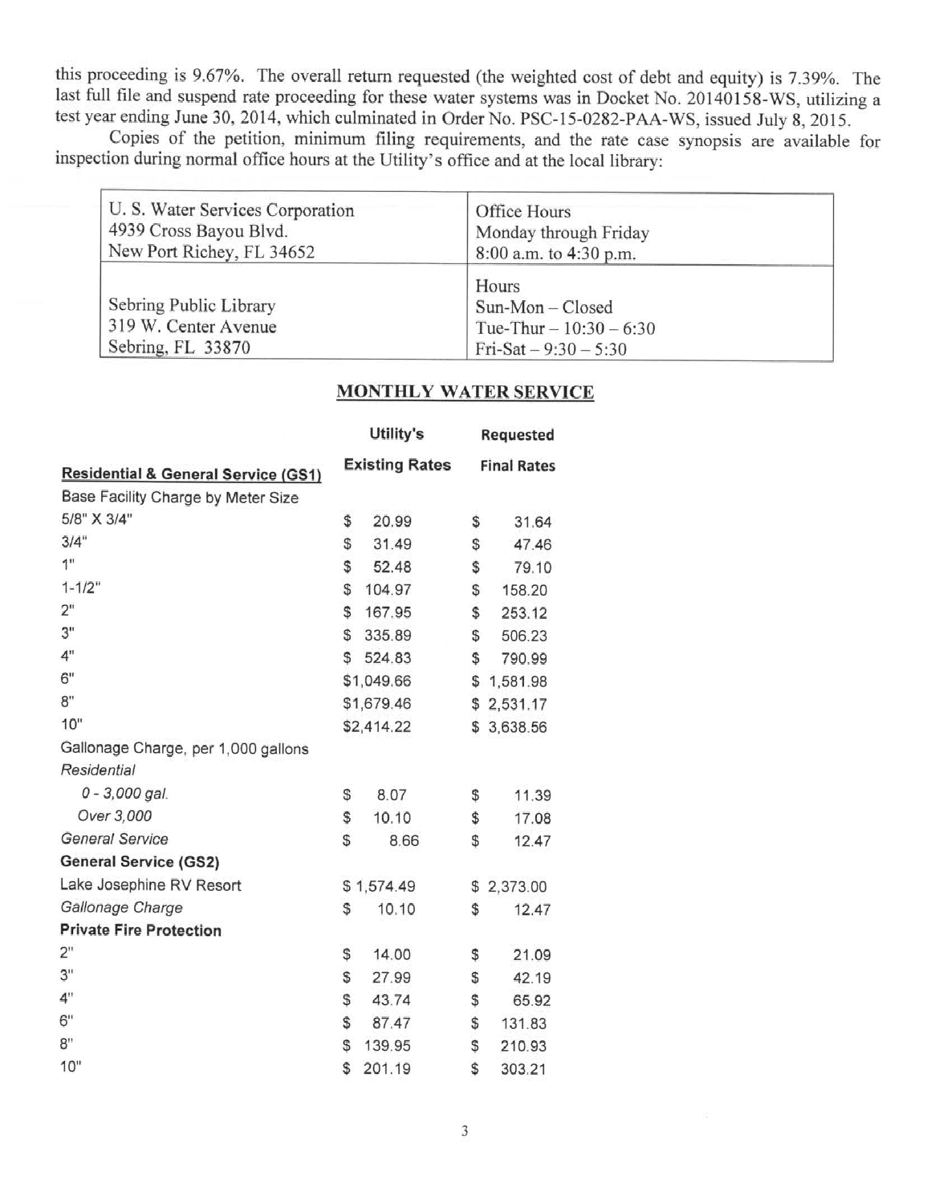this proceeding is 9.67%. The overall return requested (the weighted cost of debt and equity) is 7.39%. The last full file and suspend rate proceeding for these water systems was in Docket No. 20140158-WS, utilizing a test year ending June 30, 2014, which culminated in Order No. PSC-15-0282-PAA-WS, issued July 8, 2015.

Copies of the petition, minimum filing requirements, and the rate case synopsis are available for inspection during normal office hours at the Utility's office and at the local library:

| | |
|---|---|
| U. S. Water Services Corporation<br>4939 Cross Bayou Blvd.<br>New Port Richey, FL 34652 | Office Hours<br>Monday through Friday<br>8:00 a.m. to 4:30 p.m. |
| Sebring Public Library<br>319 W. Center Avenue<br>Sebring, FL 33870 | Hours<br>Sun-Mon – Closed<br>Tue-Thur – 10:30 – 6:30<br>Fri-Sat – 9:30 – 5:30 |

## MONTHLY WATER SERVICE

| **Residential & General Service (GS1)** | **Utility's Existing Rates** | **Requested Final Rates** |
|---|---|---|
| Base Facility Charge by Meter Size | | |
| 5/8" X 3/4" | $ 20.99 | $ 31.64 |
| 3/4" | $ 31.49 | $ 47.46 |
| 1" | $ 52.48 | $ 79.10 |
| 1-1/2" | $ 104.97 | $ 158.20 |
| 2" | $ 167.95 | $ 253.12 |
| 3" | $ 335.89 | $ 506.23 |
| 4" | $ 524.83 | $ 790.99 |
| 6" | $1,049.66 | $ 1,581.98 |
| 8" | $1,679.46 | $ 2,531.17 |
| 10" | $2,414.22 | $ 3,638.56 |
| Gallonage Charge, per 1,000 gallons | | |
| *Residential* | | |
| *0 - 3,000 gal.* | $ 8.07 | $ 11.39 |
| *Over 3,000* | $ 10.10 | $ 17.08 |
| *General Service* | $ 8.66 | $ 12.47 |
| **General Service (GS2)** | | |
| Lake Josephine RV Resort | $ 1,574.49 | $ 2,373.00 |
| *Gallonage Charge* | $ 10.10 | $ 12.47 |
| **Private Fire Protection** | | |
| 2" | $ 14.00 | $ 21.09 |
| 3" | $ 27.99 | $ 42.19 |
| 4" | $ 43.74 | $ 65.92 |
| 6" | $ 87.47 | $ 131.83 |
| 8" | $ 139.95 | $ 210.93 |
| 10" | $ 201.19 | $ 303.21 |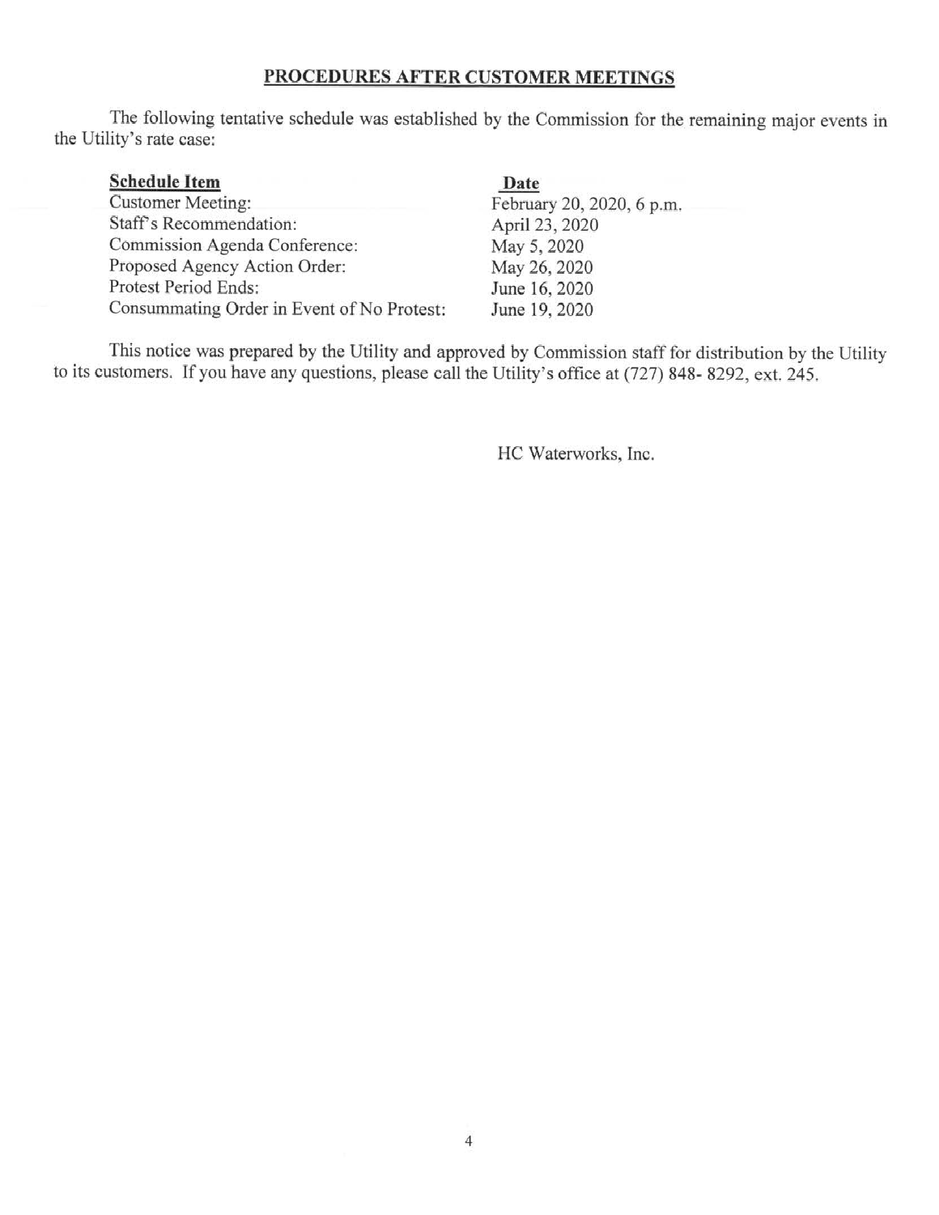## PROCEDURES AFTER CUSTOMER MEETINGS

The following tentative schedule was established by the Commission for the remaining major events in the Utility's rate case:

| **Schedule Item** | **Date** |
| --- | --- |
| Customer Meeting: | February 20, 2020, 6 p.m. |
| Staff's Recommendation: | April 23, 2020 |
| Commission Agenda Conference: | May 5, 2020 |
| Proposed Agency Action Order: | May 26, 2020 |
| Protest Period Ends: | June 16, 2020 |
| Consummating Order in Event of No Protest: | June 19, 2020 |

This notice was prepared by the Utility and approved by Commission staff for distribution by the Utility to its customers. If you have any questions, please call the Utility's office at (727) 848- 8292, ext. 245.

HC Waterworks, Inc.